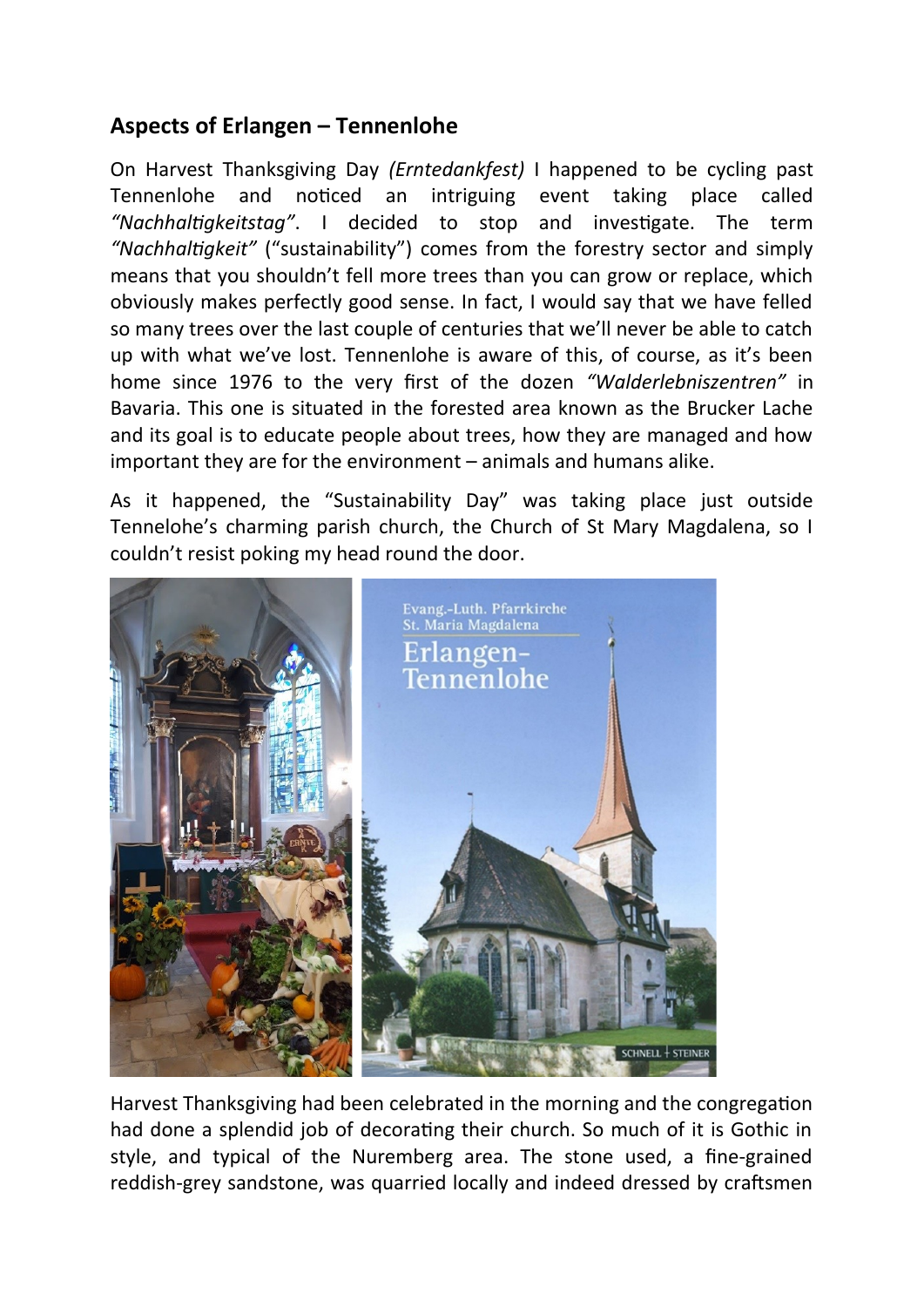## Aspects of Erlangen – Tennenlohe

On Harvest Thanksgiving Day *(Erntedankfest)* I happened to be cycling past Tennenlohe and noticed an intriguing event taking place called *"Nachhaltigkeitstag"*. I decided to stop and investigate. The term *"Nachhaltigkeit"* ("sustainability") comes from the forestry sector and simply means that you shouldn't fell more trees than you can grow or replace, which obviously makes perfectly good sense. In fact, I would say that we have felled so many trees over the last couple of centuries that we'll never be able to catch up with what we've lost. Tennenlohe is aware of this, of course, as it's been home since 1976 to the very first of the dozen *"Walderlebniszentren"* in Bavaria. This one is situated in the forested area known as the Brucker Lache and its goal is to educate people about trees, how they are managed and how important they are for the environment – animals and humans alike.

As it happened, the "Sustainability Day" was taking place just outside Tennelohe's charming parish church, the Church of St Mary Magdalena, so I couldn't resist poking my head round the door.

Harvest Thanksgiving had been celebrated in the morning and the congregation had done a splendid job of decorating their church. So much of it is Gothic in style, and typical of the Nuremberg area. The stone used, a fine-grained reddish-grey sandstone, was quarried locally and indeed dressed by craftsmen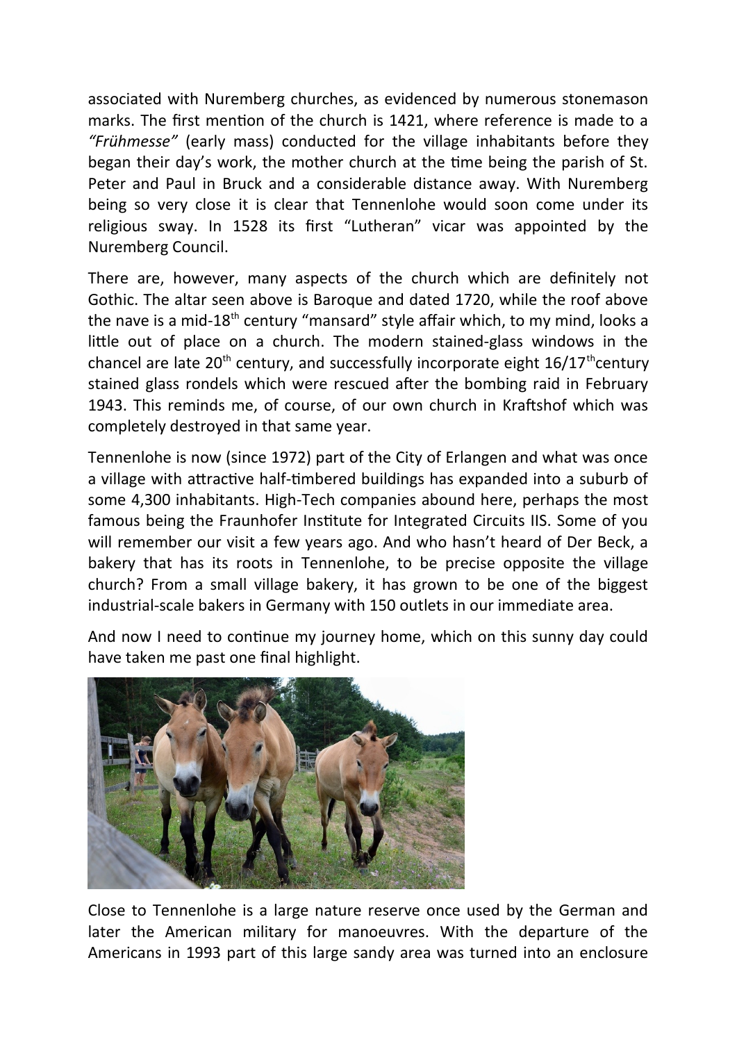associated with Nuremberg churches, as evidenced by numerous stonemason marks. The first mention of the church is 1421, where reference is made to a *"Frühmesse"* (early mass) conducted for the village inhabitants before they began their day's work, the mother church at the time being the parish of St. Peter and Paul in Bruck and a considerable distance away. With Nuremberg being so very close it is clear that Tennenlohe would soon come under its religious sway. In 1528 its first "Lutheran" vicar was appointed by the Nuremberg Council.

There are, however, many aspects of the church which are definitely not Gothic. The altar seen above is Baroque and dated 1720, while the roof above the nave is a mid-18th century "mansard" style affair which, to my mind, looks a little out of place on a church. The modern stained-glass windows in the chancel are late 20th century, and successfully incorporate eight 16/17th century stained glass rondels which were rescued after the bombing raid in February 1943. This reminds me, of course, of our own church in Kraftshof which was completely destroyed in that same year.

Tennenlohe is now (since 1972) part of the City of Erlangen and what was once a village with attractive half-timbered buildings has expanded into a suburb of some 4,300 inhabitants. High-Tech companies abound here, perhaps the most famous being the Fraunhofer Institute for Integrated Circuits IIS. Some of you will remember our visit a few years ago. And who hasn't heard of Der Beck, a bakery that has its roots in Tennenlohe, to be precise opposite the village church? From a small village bakery, it has grown to be one of the biggest industrial-scale bakers in Germany with 150 outlets in our immediate area.

And now I need to continue my journey home, which on this sunny day could have taken me past one final highlight.

Close to Tennenlohe is a large nature reserve once used by the German and later the American military for manoeuvres. With the departure of the Americans in 1993 part of this large sandy area was turned into an enclosure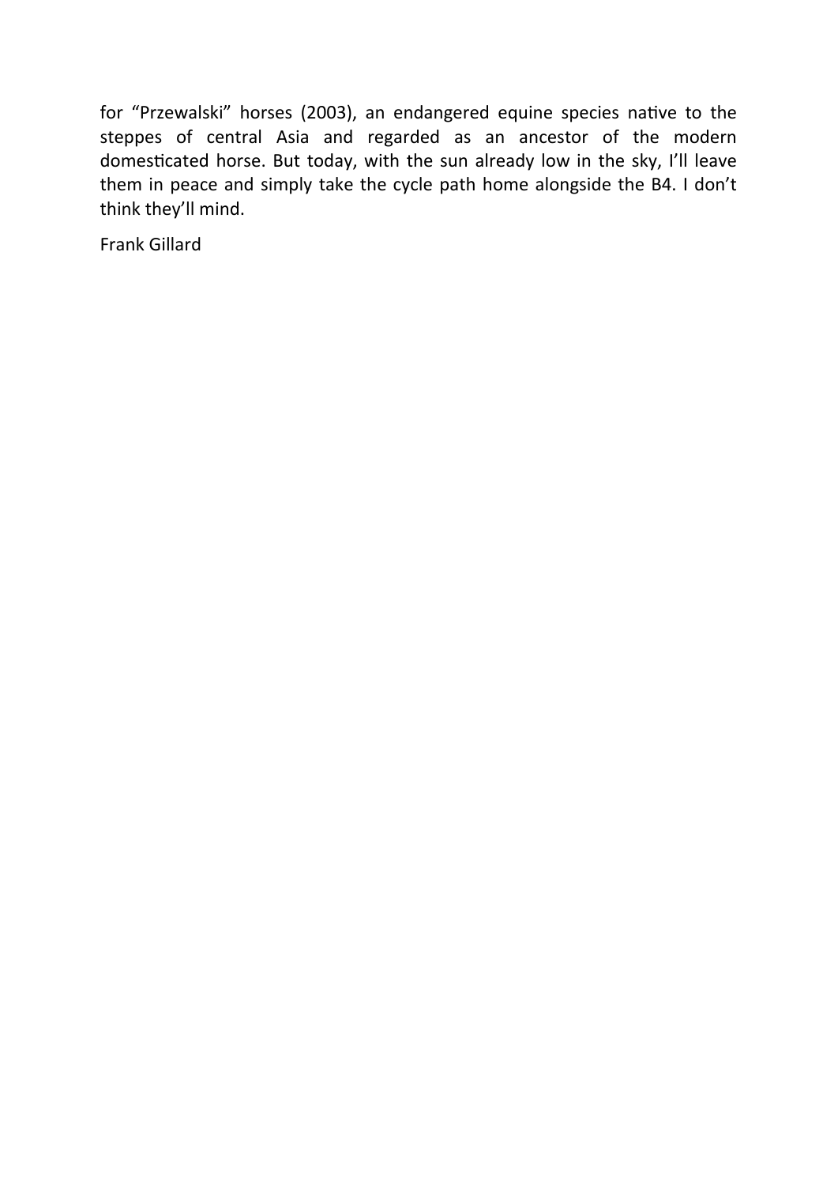for “Przewalski” horses (2003), an endangered equine species native to the steppes of central Asia and regarded as an ancestor of the modern domesticated horse. But today, with the sun already low in the sky, I’ll leave them in peace and simply take the cycle path home alongside the B4. I don’t think they’ll mind.

Frank Gillard